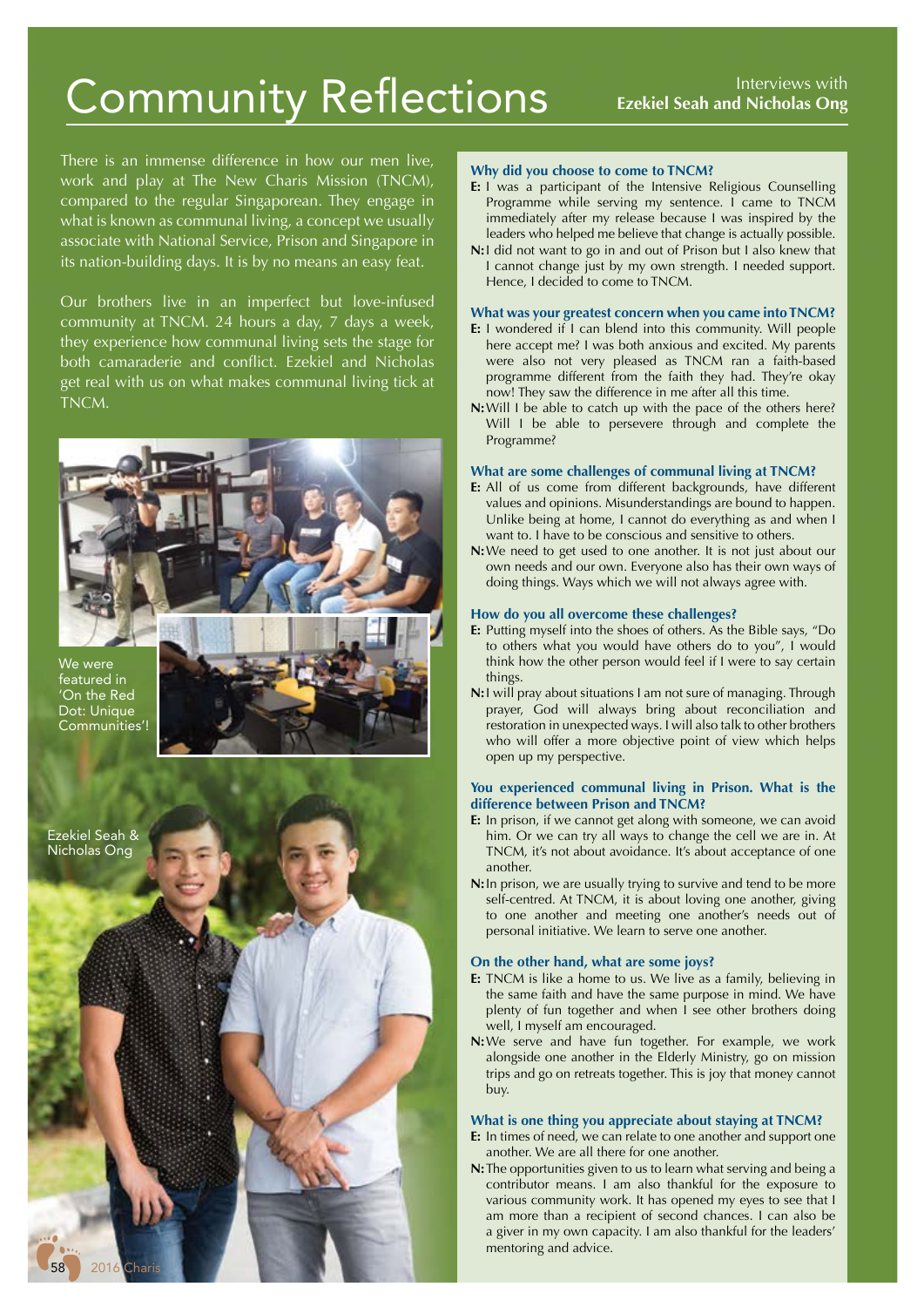# Community Reflections

Interviews with **Ezekiel Seah and Nicholas Ong**

There is an immense difference in how our men live, work and play at The New Charis Mission (TNCM), compared to the regular Singaporean. They engage in what is known as communal living, a concept we usually associate with National Service, Prison and Singapore in its nation-building days. It is by no means an easy feat.

Our brothers live in an imperfect but love-infused community at TNCM. 24 hours a day, 7 days a week, they experience how communal living sets the stage for both camaraderie and conflict. Ezekiel and Nicholas get real with us on what makes communal living tick at TNCM.

We were featured in 'On the Red Dot: Unique Communities'!

Ezekiel Seah & Nicholas Ong

### Why did you choose to come to TNCM?

**E:** I was a participant of the Intensive Religious Counselling Programme while serving my sentence. I came to TNCM immediately after my release because I was inspired by the leaders who helped me believe that change is actually possible.

**N:** I did not want to go in and out of Prison but I also knew that I cannot change just by my own strength. I needed support. Hence, I decided to come to TNCM.

### What was your greatest concern when you came into TNCM?

**E:** I wondered if I can blend into this community. Will people here accept me? I was both anxious and excited. My parents were also not very pleased as TNCM ran a faith-based programme different from the faith they had. They're okay now! They saw the difference in me after all this time.

**N:** Will I be able to catch up with the pace of the others here? Will I be able to persevere through and complete the Programme?

### What are some challenges of communal living at TNCM?

**E:** All of us come from different backgrounds, have different values and opinions. Misunderstandings are bound to happen. Unlike being at home, I cannot do everything as and when I want to. I have to be conscious and sensitive to others.

**N:** We need to get used to one another. It is not just about our own needs and our own. Everyone also has their own ways of doing things. Ways which we will not always agree with.

### How do you all overcome these challenges?

**E:** Putting myself into the shoes of others. As the Bible says, "Do to others what you would have others do to you", I would think how the other person would feel if I were to say certain things.

**N:** I will pray about situations I am not sure of managing. Through prayer, God will always bring about reconciliation and restoration in unexpected ways. I will also talk to other brothers who will offer a more objective point of view which helps open up my perspective.

### You experienced communal living in Prison. What is the difference between Prison and TNCM?

**E:** In prison, if we cannot get along with someone, we can avoid him. Or we can try all ways to change the cell we are in. At TNCM, it's not about avoidance. It's about acceptance of one another.

**N:** In prison, we are usually trying to survive and tend to be more self-centred. At TNCM, it is about loving one another, giving to one another and meeting one another's needs out of personal initiative. We learn to serve one another.

### On the other hand, what are some joys?

**E:** TNCM is like a home to us. We live as a family, believing in the same faith and have the same purpose in mind. We have plenty of fun together and when I see other brothers doing well, I myself am encouraged.

**N:** We serve and have fun together. For example, we work alongside one another in the Elderly Ministry, go on mission trips and go on retreats together. This is joy that money cannot buy.

### What is one thing you appreciate about staying at TNCM?

**E:** In times of need, we can relate to one another and support one another. We are all there for one another.

**N:** The opportunities given to us to learn what serving and being a contributor means. I am also thankful for the exposure to various community work. It has opened my eyes to see that I am more than a recipient of second chances. I can also be a giver in my own capacity. I am also thankful for the leaders' mentoring and advice.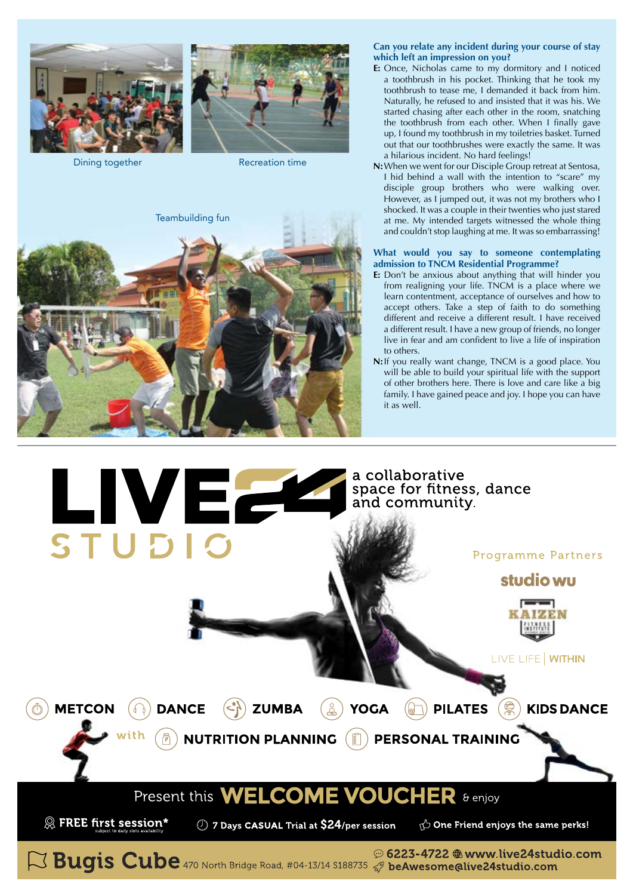Dining together

Recreation time

Teambuilding fun

**Can you relate any incident during your course of stay which left an impression on you?**

**E:** Once, Nicholas came to my dormitory and I noticed a toothbrush in his pocket. Thinking that he took my toothbrush to tease me, I demanded it back from him. Naturally, he refused to and insisted that it was his. We started chasing after each other in the room, snatching the toothbrush from each other. When I finally gave up, I found my toothbrush in my toiletries basket. Turned out that our toothbrushes were exactly the same. It was a hilarious incident. No hard feelings!

**N:** When we went for our Disciple Group retreat at Sentosa, I hid behind a wall with the intention to "scare" my disciple group brothers who were walking over. However, as I jumped out, it was not my brothers who I shocked. It was a couple in their twenties who just stared at me. My intended targets witnessed the whole thing and couldn't stop laughing at me. It was so embarrassing!

**What would you say to someone contemplating admission to TNCM Residential Programme?**

**E:** Don't be anxious about anything that will hinder you from realigning your life. TNCM is a place where we learn contentment, acceptance of ourselves and how to accept others. Take a step of faith to do something different and receive a different result. I have received a different result. I have a new group of friends, no longer live in fear and am confident to live a life of inspiration to others.

**N:** If you really want change, TNCM is a good place. You will be able to build your spiritual life with the support of other brothers here. There is love and care like a big family. I have gained peace and joy. I hope you can have it as well.

---

# LIVE24 STUDIO

a collaborative space for fitness, dance and community.

Programme Partners

studio wu

KAIZEN FITNESS INSTITUTE

LIVE LIFE | WITHIN

METCON | DANCE | ZUMBA | YOGA | PILATES | KIDS DANCE

with NUTRITION PLANNING | PERSONAL TRAINING

Present this **WELCOME VOUCHER** & enjoy

- **FREE first session*** (*subject to daily slots availability)
- **7 Days CASUAL Trial at $24/per session**
- **One Friend enjoys the same perks!**

**Bugis Cube** 470 North Bridge Road, #04-13/14 S188735

6223-4722 | www.live24studio.com | beAwesome@live24studio.com